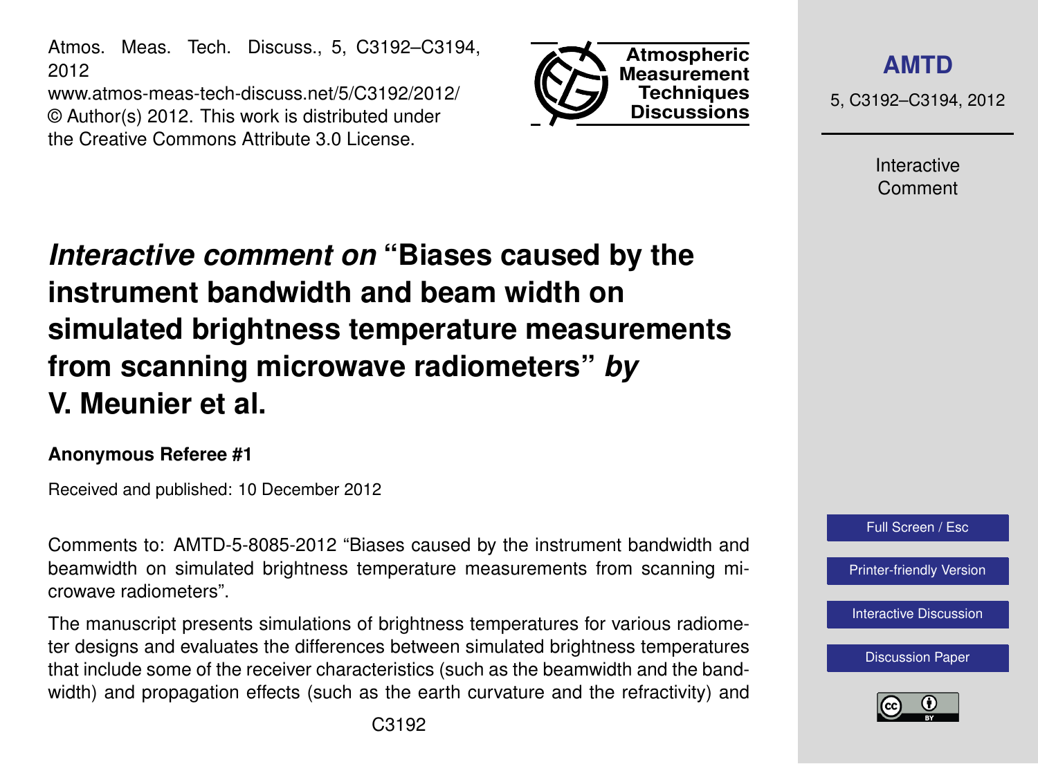# *Interactive comment on* "Biases caused by the instrument bandwidth and beam width on simulated brightness temperature measurements from scanning microwave radiometers" *by* V. Meunier et al.

**Anonymous Referee #1**

Received and published: 10 December 2012

Comments to: AMTD-5-8085-2012 "Biases caused by the instrument bandwidth and beamwidth on simulated brightness temperature measurements from scanning microwave radiometers".

The manuscript presents simulations of brightness temperatures for various radiometer designs and evaluates the differences between simulated brightness temperatures that include some of the receiver characteristics (such as the beamwidth and the bandwidth) and propagation effects (such as the earth curvature and the refractivity) and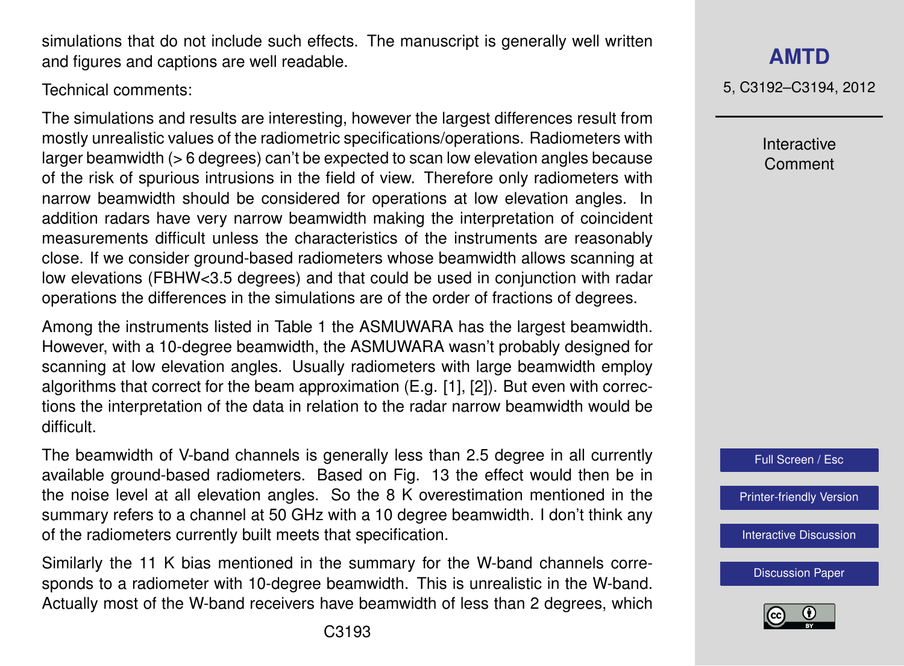simulations that do not include such effects. The manuscript is generally well written and figures and captions are well readable.

Technical comments:

The simulations and results are interesting, however the largest differences result from mostly unrealistic values of the radiometric specifications/operations. Radiometers with larger beamwidth (> 6 degrees) can't be expected to scan low elevation angles because of the risk of spurious intrusions in the field of view. Therefore only radiometers with narrow beamwidth should be considered for operations at low elevation angles. In addition radars have very narrow beamwidth making the interpretation of coincident measurements difficult unless the characteristics of the instruments are reasonably close. If we consider ground-based radiometers whose beamwidth allows scanning at low elevations (FBHW<3.5 degrees) and that could be used in conjunction with radar operations the differences in the simulations are of the order of fractions of degrees.

Among the instruments listed in Table 1 the ASMUWARA has the largest beamwidth. However, with a 10-degree beamwidth, the ASMUWARA wasn't probably designed for scanning at low elevation angles. Usually radiometers with large beamwidth employ algorithms that correct for the beam approximation (E.g. [1], [2]). But even with corrections the interpretation of the data in relation to the radar narrow beamwidth would be difficult.

The beamwidth of V-band channels is generally less than 2.5 degree in all currently available ground-based radiometers. Based on Fig. 13 the effect would then be in the noise level at all elevation angles. So the 8 K overestimation mentioned in the summary refers to a channel at 50 GHz with a 10 degree beamwidth. I don't think any of the radiometers currently built meets that specification.

Similarly the 11 K bias mentioned in the summary for the W-band channels corresponds to a radiometer with 10-degree beamwidth. This is unrealistic in the W-band. Actually most of the W-band receivers have beamwidth of less than 2 degrees, which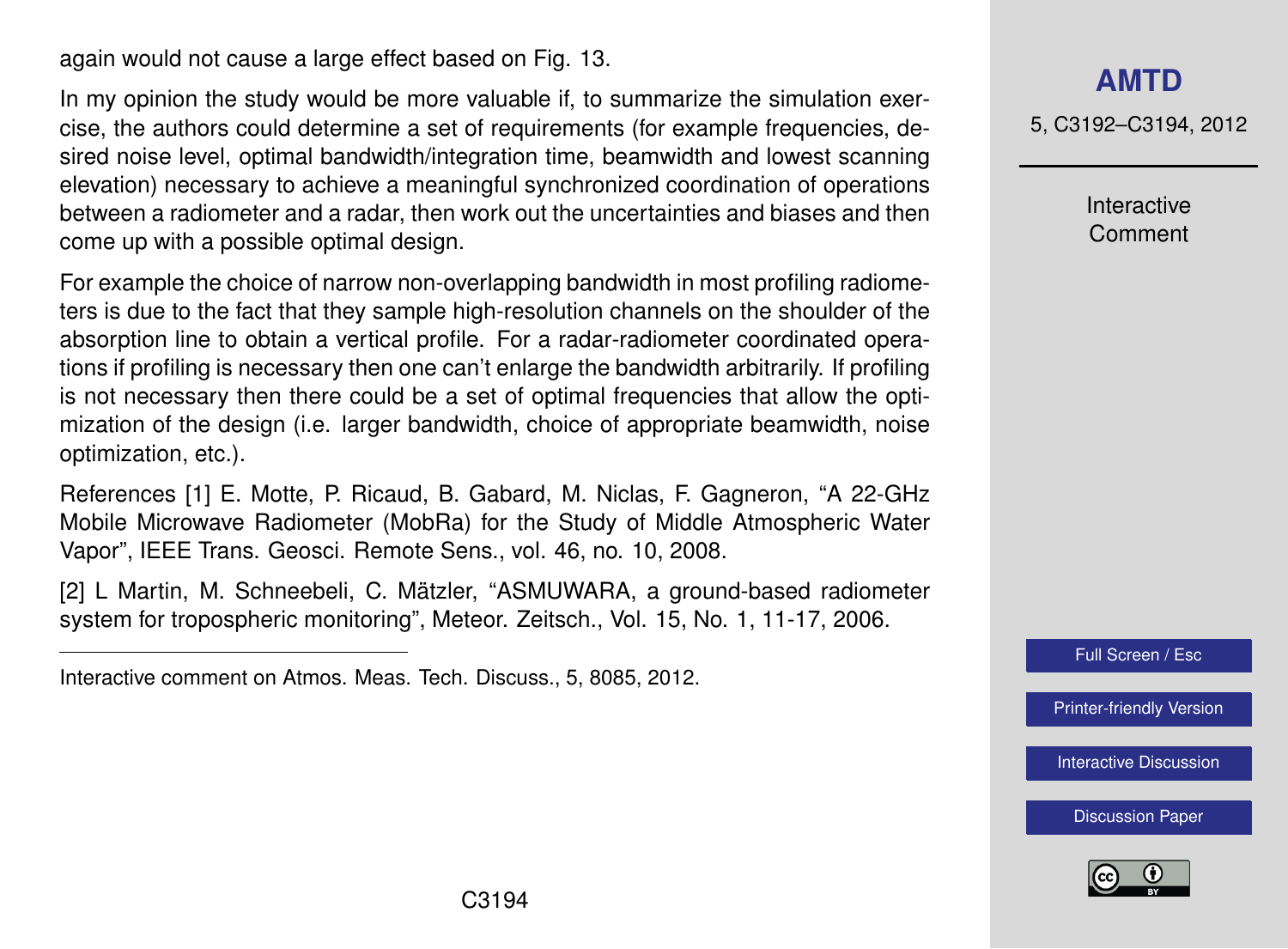again would not cause a large effect based on Fig. 13.

In my opinion the study would be more valuable if, to summarize the simulation exercise, the authors could determine a set of requirements (for example frequencies, desired noise level, optimal bandwidth/integration time, beamwidth and lowest scanning elevation) necessary to achieve a meaningful synchronized coordination of operations between a radiometer and a radar, then work out the uncertainties and biases and then come up with a possible optimal design.

For example the choice of narrow non-overlapping bandwidth in most profiling radiometers is due to the fact that they sample high-resolution channels on the shoulder of the absorption line to obtain a vertical profile. For a radar-radiometer coordinated operations if profiling is necessary then one can't enlarge the bandwidth arbitrarily. If profiling is not necessary then there could be a set of optimal frequencies that allow the optimization of the design (i.e. larger bandwidth, choice of appropriate beamwidth, noise optimization, etc.).

References [1] E. Motte, P. Ricaud, B. Gabard, M. Niclas, F. Gagneron, "A 22-GHz Mobile Microwave Radiometer (MobRa) for the Study of Middle Atmospheric Water Vapor", IEEE Trans. Geosci. Remote Sens., vol. 46, no. 10, 2008.

[2] L Martin, M. Schneebeli, C. Mätzler, "ASMUWARA, a ground-based radiometer system for tropospheric monitoring", Meteor. Zeitsch., Vol. 15, No. 1, 11-17, 2006.

---

Interactive comment on Atmos. Meas. Tech. Discuss., 5, 8085, 2012.